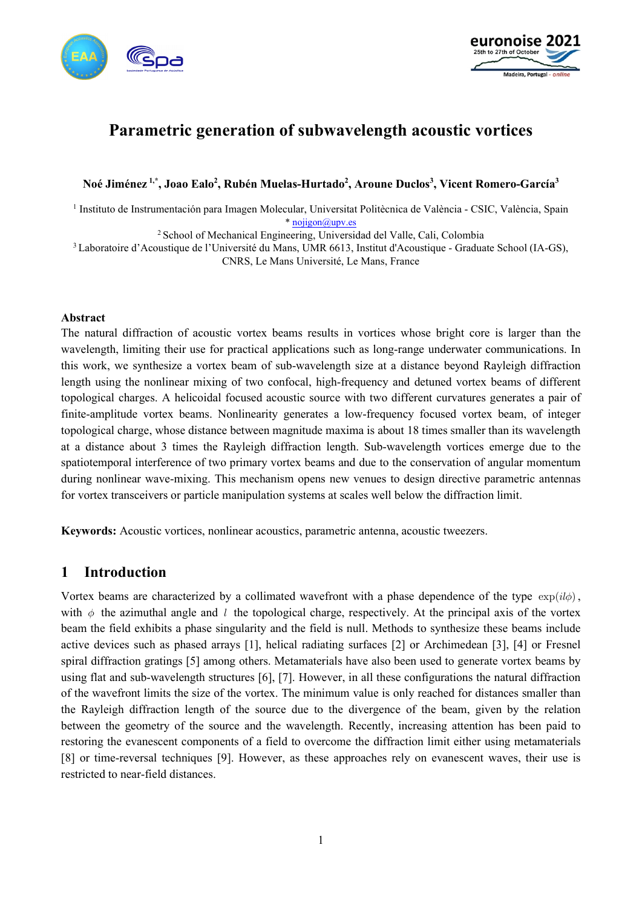# Parametric generation of subwavelength acoustic vortices

**Noé Jiménez [1,*], Joao Ealo[2], Rubén Muelas-Hurtado[2], Aroune Duclos[3], Vicent Romero-García[3]**

[1] Instituto de Instrumentación para Imagen Molecular, Universitat Politècnica de València - CSIC, València, Spain
* nojigon@upv.es
[2] School of Mechanical Engineering, Universidad del Valle, Cali, Colombia
[3] Laboratoire d'Acoustique de l'Université du Mans, UMR 6613, Institut d'Acoustique - Graduate School (IA-GS), CNRS, Le Mans Université, Le Mans, France

**Abstract**

The natural diffraction of acoustic vortex beams results in vortices whose bright core is larger than the wavelength, limiting their use for practical applications such as long-range underwater communications. In this work, we synthesize a vortex beam of sub-wavelength size at a distance beyond Rayleigh diffraction length using the nonlinear mixing of two confocal, high-frequency and detuned vortex beams of different topological charges. A helicoidal focused acoustic source with two different curvatures generates a pair of finite-amplitude vortex beams. Nonlinearity generates a low-frequency focused vortex beam, of integer topological charge, whose distance between magnitude maxima is about 18 times smaller than its wavelength at a distance about 3 times the Rayleigh diffraction length. Sub-wavelength vortices emerge due to the spatiotemporal interference of two primary vortex beams and due to the conservation of angular momentum during nonlinear wave-mixing. This mechanism opens new venues to design directive parametric antennas for vortex transceivers or particle manipulation systems at scales well below the diffraction limit.

**Keywords:** Acoustic vortices, nonlinear acoustics, parametric antenna, acoustic tweezers.

## 1 Introduction

Vortex beams are characterized by a collimated wavefront with a phase dependence of the type $\exp(il\phi)$, with $\phi$ the azimuthal angle and $l$ the topological charge, respectively. At the principal axis of the vortex beam the field exhibits a phase singularity and the field is null. Methods to synthesize these beams include active devices such as phased arrays [1], helical radiating surfaces [2] or Archimedean [3], [4] or Fresnel spiral diffraction gratings [5] among others. Metamaterials have also been used to generate vortex beams by using flat and sub-wavelength structures [6], [7]. However, in all these configurations the natural diffraction of the wavefront limits the size of the vortex. The minimum value is only reached for distances smaller than the Rayleigh diffraction length of the source due to the divergence of the beam, given by the relation between the geometry of the source and the wavelength. Recently, increasing attention has been paid to restoring the evanescent components of a field to overcome the diffraction limit either using metamaterials [8] or time-reversal techniques [9]. However, as these approaches rely on evanescent waves, their use is restricted to near-field distances.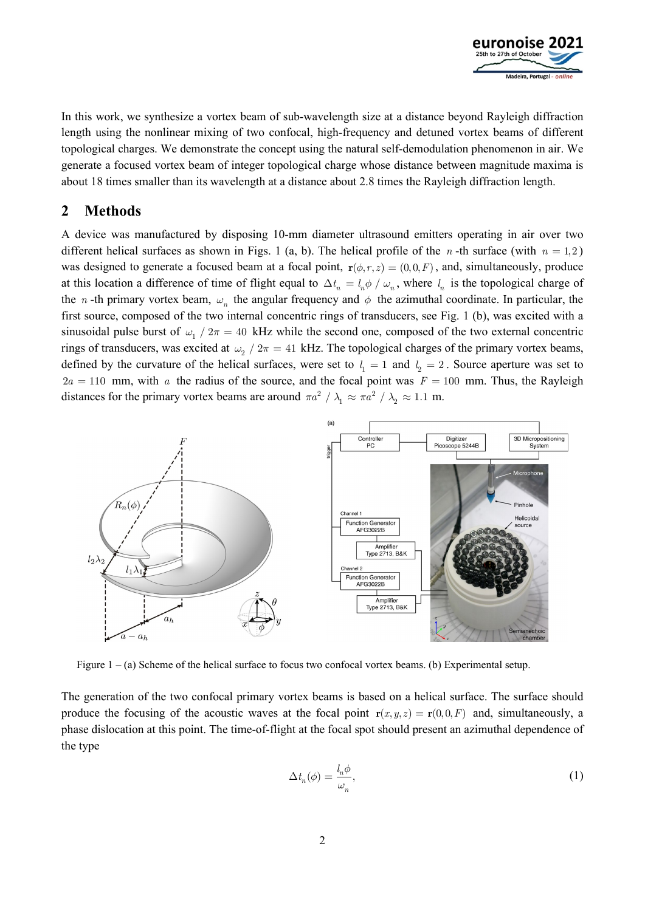In this work, we synthesize a vortex beam of sub-wavelength size at a distance beyond Rayleigh diffraction length using the nonlinear mixing of two confocal, high-frequency and detuned vortex beams of different topological charges. We demonstrate the concept using the natural self-demodulation phenomenon in air. We generate a focused vortex beam of integer topological charge whose distance between magnitude maxima is about 18 times smaller than its wavelength at a distance about 2.8 times the Rayleigh diffraction length.

## 2 Methods

A device was manufactured by disposing 10-mm diameter ultrasound emitters operating in air over two different helical surfaces as shown in Figs. 1 (a, b). The helical profile of the $n$-th surface (with $n = 1,2$) was designed to generate a focused beam at a focal point, $\mathbf{r}(\phi, r, z) = (0,0,F)$, and, simultaneously, produce at this location a difference of time of flight equal to $\Delta t_n = l_n \phi / \omega_n$, where $l_n$ is the topological charge of the $n$-th primary vortex beam, $\omega_n$ the angular frequency and $\phi$ the azimuthal coordinate. In particular, the first source, composed of the two internal concentric rings of transducers, see Fig. 1 (b), was excited with a sinusoidal pulse burst of $\omega_1 / 2\pi = 40$ kHz while the second one, composed of the two external concentric rings of transducers, was excited at $\omega_2 / 2\pi = 41$ kHz. The topological charges of the primary vortex beams, defined by the curvature of the helical surfaces, were set to $l_1 = 1$ and $l_2 = 2$. Source aperture was set to $2a = 110$ mm, with $a$ the radius of the source, and the focal point was $F = 100$ mm. Thus, the Rayleigh distances for the primary vortex beams are around $\pi a^2 / \lambda_1 \approx \pi a^2 / \lambda_2 \approx 1.1$ m.

Figure 1 – (a) Scheme of the helical surface to focus two confocal vortex beams. (b) Experimental setup.

The generation of the two confocal primary vortex beams is based on a helical surface. The surface should produce the focusing of the acoustic waves at the focal point $\mathbf{r}(x, y, z) = \mathbf{r}(0,0,F)$ and, simultaneously, a phase dislocation at this point. The time-of-flight at the focal spot should present an azimuthal dependence of the type

$$\Delta t_n(\phi) = \frac{l_n \phi}{\omega_n}, \tag{1}$$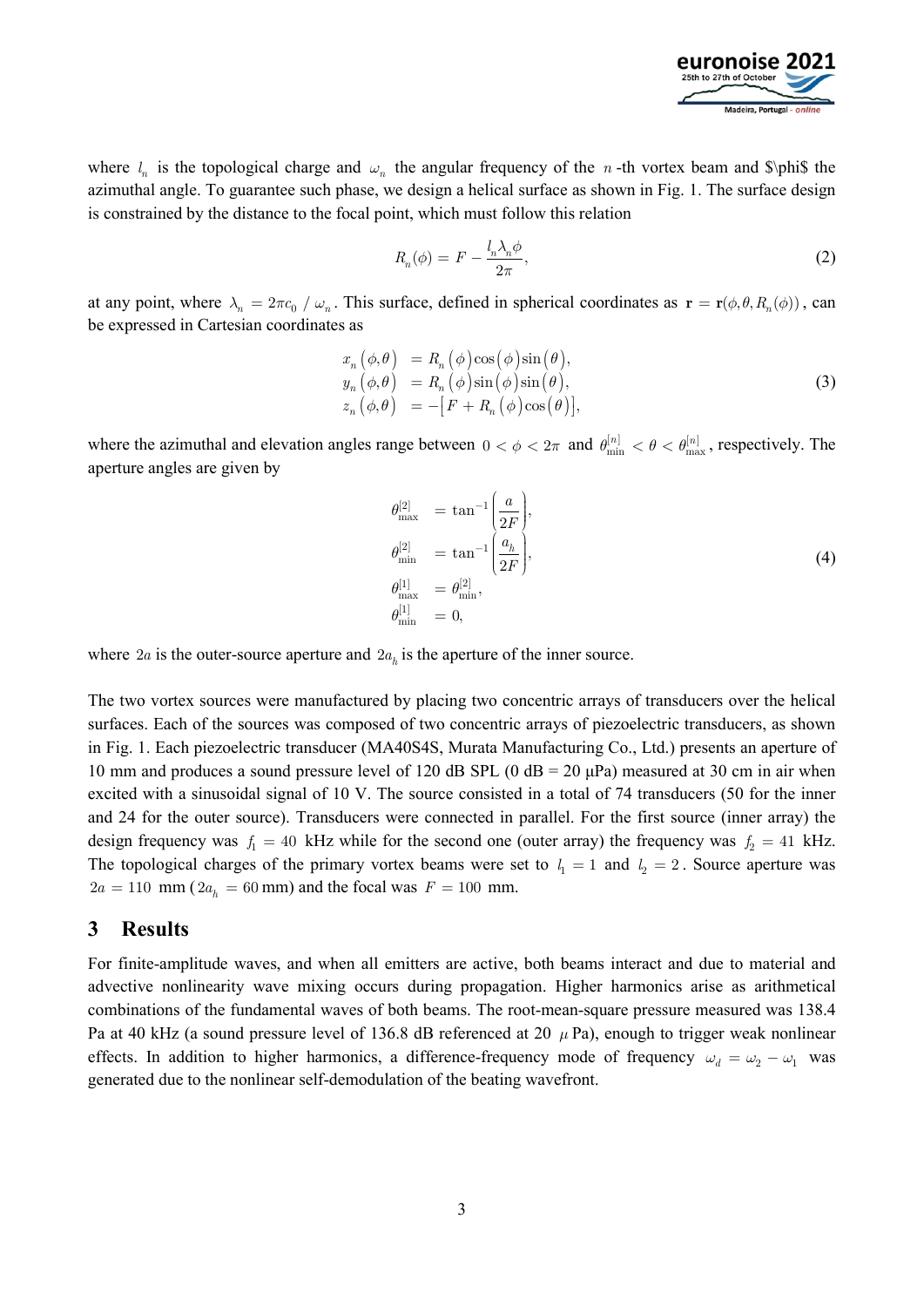where $l_n$ is the topological charge and $\omega_n$ the angular frequency of the $n$-th vortex beam and $\phi$ the azimuthal angle. To guarantee such phase, we design a helical surface as shown in Fig. 1. The surface design is constrained by the distance to the focal point, which must follow this relation

$$R_n(\phi) = F - \frac{l_n \lambda_n \phi}{2\pi}, \tag{2}$$

at any point, where $\lambda_n = 2\pi c_0 / \omega_n$. This surface, defined in spherical coordinates as $\mathbf{r} = \mathbf{r}(\phi, \theta, R_n(\phi))$, can be expressed in Cartesian coordinates as

$$\begin{aligned} x_n(\phi,\theta) &= R_n(\phi)\cos(\phi)\sin(\theta), \\ y_n(\phi,\theta) &= R_n(\phi)\sin(\phi)\sin(\theta), \\ z_n(\phi,\theta) &= -\left[F + R_n(\phi)\cos(\theta)\right], \end{aligned} \tag{3}$$

where the azimuthal and elevation angles range between $0 < \phi < 2\pi$ and $\theta_{\min}^{[n]} < \theta < \theta_{\max}^{[n]}$, respectively. The aperture angles are given by

$$\begin{aligned} \theta_{\max}^{[2]} &= \tan^{-1}\left(\frac{a}{2F}\right), \\ \theta_{\min}^{[2]} &= \tan^{-1}\left(\frac{a_h}{2F}\right), \\ \theta_{\max}^{[1]} &= \theta_{\min}^{[2]}, \\ \theta_{\min}^{[1]} &= 0, \end{aligned} \tag{4}$$

where $2a$ is the outer-source aperture and $2a_h$ is the aperture of the inner source.

The two vortex sources were manufactured by placing two concentric arrays of transducers over the helical surfaces. Each of the sources was composed of two concentric arrays of piezoelectric transducers, as shown in Fig. 1. Each piezoelectric transducer (MA40S4S, Murata Manufacturing Co., Ltd.) presents an aperture of 10 mm and produces a sound pressure level of 120 dB SPL (0 dB = 20 μPa) measured at 30 cm in air when excited with a sinusoidal signal of 10 V. The source consisted in a total of 74 transducers (50 for the inner and 24 for the outer source). Transducers were connected in parallel. For the first source (inner array) the design frequency was $f_1 = 40$ kHz while for the second one (outer array) the frequency was $f_2 = 41$ kHz. The topological charges of the primary vortex beams were set to $l_1 = 1$ and $l_2 = 2$. Source aperture was $2a = 110$ mm ($2a_h = 60$ mm) and the focal was $F = 100$ mm.

## 3 Results

For finite-amplitude waves, and when all emitters are active, both beams interact and due to material and advective nonlinearity wave mixing occurs during propagation. Higher harmonics arise as arithmetical combinations of the fundamental waves of both beams. The root-mean-square pressure measured was 138.4 Pa at 40 kHz (a sound pressure level of 136.8 dB referenced at 20 $\mu$ Pa), enough to trigger weak nonlinear effects. In addition to higher harmonics, a difference-frequency mode of frequency $\omega_d = \omega_2 - \omega_1$ was generated due to the nonlinear self-demodulation of the beating wavefront.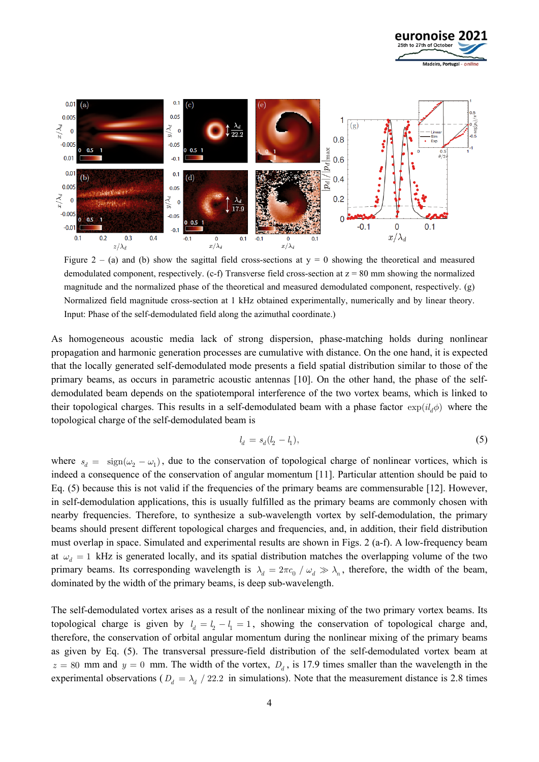Figure 2 – (a) and (b) show the sagittal field cross-sections at y = 0 showing the theoretical and measured demodulated component, respectively. (c-f) Transverse field cross-section at z = 80 mm showing the normalized magnitude and the normalized phase of the theoretical and measured demodulated component, respectively. (g) Normalized field magnitude cross-section at 1 kHz obtained experimentally, numerically and by linear theory. Input: Phase of the self-demodulated field along the azimuthal coordinate.)

As homogeneous acoustic media lack of strong dispersion, phase-matching holds during nonlinear propagation and harmonic generation processes are cumulative with distance. On the one hand, it is expected that the locally generated self-demodulated mode presents a field spatial distribution similar to those of the primary beams, as occurs in parametric acoustic antennas [10]. On the other hand, the phase of the self-demodulated beam depends on the spatiotemporal interference of the two vortex beams, which is linked to their topological charges. This results in a self-demodulated beam with a phase factor $\exp(il_d\phi)$ where the topological charge of the self-demodulated beam is

$$l_d = s_d(l_2 - l_1), \tag{5}$$

where $s_d = \operatorname{sign}(\omega_2 - \omega_1)$, due to the conservation of topological charge of nonlinear vortices, which is indeed a consequence of the conservation of angular momentum [11]. Particular attention should be paid to Eq. (5) because this is not valid if the frequencies of the primary beams are commensurable [12]. However, in self-demodulation applications, this is usually fulfilled as the primary beams are commonly chosen with nearby frequencies. Therefore, to synthesize a sub-wavelength vortex by self-demodulation, the primary beams should present different topological charges and frequencies, and, in addition, their field distribution must overlap in space. Simulated and experimental results are shown in Figs. 2 (a-f). A low-frequency beam at $\omega_d = 1$ kHz is generated locally, and its spatial distribution matches the overlapping volume of the two primary beams. Its corresponding wavelength is $\lambda_d = 2\pi c_0 / \omega_d \gg \lambda_n$, therefore, the width of the beam, dominated by the width of the primary beams, is deep sub-wavelength.

The self-demodulated vortex arises as a result of the nonlinear mixing of the two primary vortex beams. Its topological charge is given by $l_d = l_2 - l_1 = 1$, showing the conservation of topological charge and, therefore, the conservation of orbital angular momentum during the nonlinear mixing of the primary beams as given by Eq. (5). The transversal pressure-field distribution of the self-demodulated vortex beam at $z = 80$ mm and $y = 0$ mm. The width of the vortex, $D_d$, is 17.9 times smaller than the wavelength in the experimental observations ($D_d = \lambda_d / 22.2$ in simulations). Note that the measurement distance is 2.8 times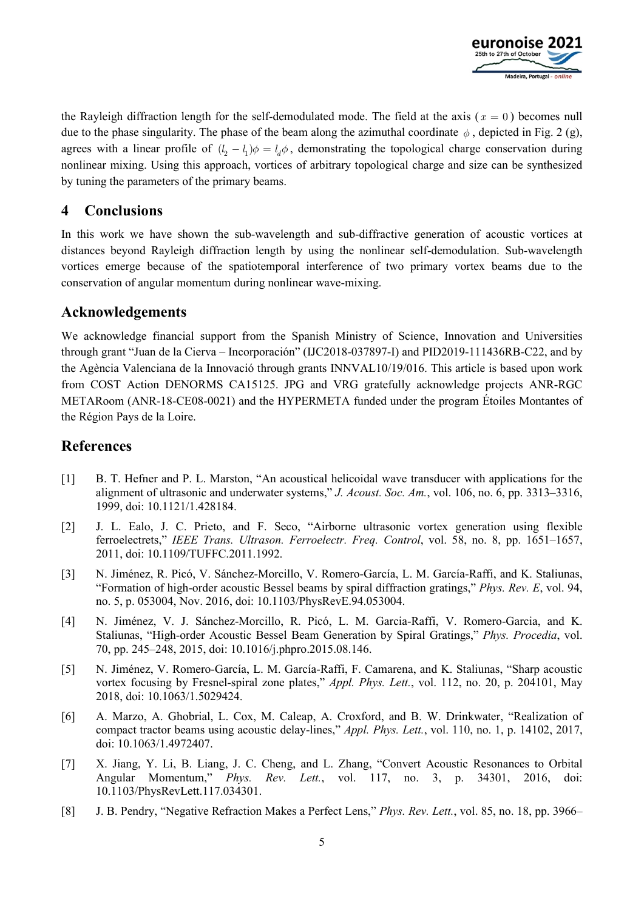the Rayleigh diffraction length for the self-demodulated mode. The field at the axis ($x = 0$) becomes null due to the phase singularity. The phase of the beam along the azimuthal coordinate $\phi$, depicted in Fig. 2 (g), agrees with a linear profile of $(l_2 - l_1)\phi = l_d\phi$, demonstrating the topological charge conservation during nonlinear mixing. Using this approach, vortices of arbitrary topological charge and size can be synthesized by tuning the parameters of the primary beams.

## 4 Conclusions

In this work we have shown the sub-wavelength and sub-diffractive generation of acoustic vortices at distances beyond Rayleigh diffraction length by using the nonlinear self-demodulation. Sub-wavelength vortices emerge because of the spatiotemporal interference of two primary vortex beams due to the conservation of angular momentum during nonlinear wave-mixing.

## Acknowledgements

We acknowledge financial support from the Spanish Ministry of Science, Innovation and Universities through grant "Juan de la Cierva – Incorporación" (IJC2018-037897-I) and PID2019-111436RB-C22, and by the Agència Valenciana de la Innovació through grants INNVAL10/19/016. This article is based upon work from COST Action DENORMS CA15125. JPG and VRG gratefully acknowledge projects ANR-RGC METARoom (ANR-18-CE08-0021) and the HYPERMETA funded under the program Étoiles Montantes of the Région Pays de la Loire.

## References

[1] B. T. Hefner and P. L. Marston, "An acoustical helicoidal wave transducer with applications for the alignment of ultrasonic and underwater systems," *J. Acoust. Soc. Am.*, vol. 106, no. 6, pp. 3313–3316, 1999, doi: 10.1121/1.428184.

[2] J. L. Ealo, J. C. Prieto, and F. Seco, "Airborne ultrasonic vortex generation using flexible ferroelectrets," *IEEE Trans. Ultrason. Ferroelectr. Freq. Control*, vol. 58, no. 8, pp. 1651–1657, 2011, doi: 10.1109/TUFFC.2011.1992.

[3] N. Jiménez, R. Picó, V. Sánchez-Morcillo, V. Romero-García, L. M. García-Raffi, and K. Staliunas, "Formation of high-order acoustic Bessel beams by spiral diffraction gratings," *Phys. Rev. E*, vol. 94, no. 5, p. 053004, Nov. 2016, doi: 10.1103/PhysRevE.94.053004.

[4] N. Jiménez, V. J. Sánchez-Morcillo, R. Picó, L. M. Garcia-Raffi, V. Romero-Garcia, and K. Staliunas, "High-order Acoustic Bessel Beam Generation by Spiral Gratings," *Phys. Procedia*, vol. 70, pp. 245–248, 2015, doi: 10.1016/j.phpro.2015.08.146.

[5] N. Jiménez, V. Romero-García, L. M. García-Raffi, F. Camarena, and K. Staliunas, "Sharp acoustic vortex focusing by Fresnel-spiral zone plates," *Appl. Phys. Lett.*, vol. 112, no. 20, p. 204101, May 2018, doi: 10.1063/1.5029424.

[6] A. Marzo, A. Ghobrial, L. Cox, M. Caleap, A. Croxford, and B. W. Drinkwater, "Realization of compact tractor beams using acoustic delay-lines," *Appl. Phys. Lett.*, vol. 110, no. 1, p. 14102, 2017, doi: 10.1063/1.4972407.

[7] X. Jiang, Y. Li, B. Liang, J. C. Cheng, and L. Zhang, "Convert Acoustic Resonances to Orbital Angular Momentum," *Phys. Rev. Lett.*, vol. 117, no. 3, p. 34301, 2016, doi: 10.1103/PhysRevLett.117.034301.

[8] J. B. Pendry, "Negative Refraction Makes a Perfect Lens," *Phys. Rev. Lett.*, vol. 85, no. 18, pp. 3966–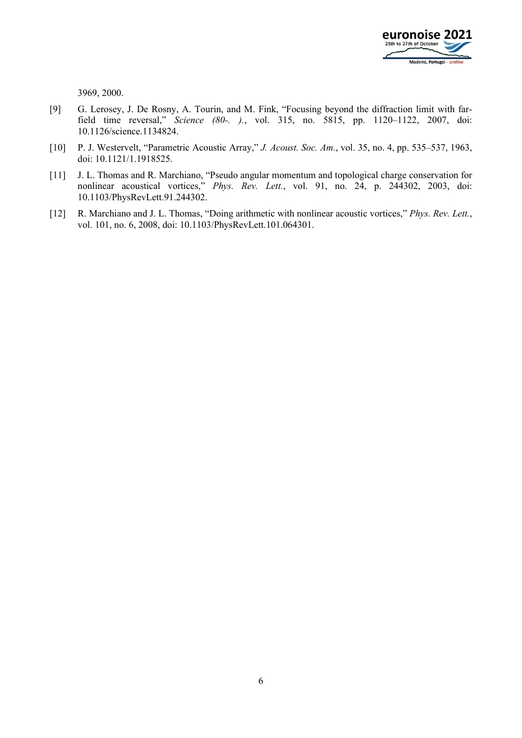3969, 2000.

[9] G. Lerosey, J. De Rosny, A. Tourin, and M. Fink, "Focusing beyond the diffraction limit with far-field time reversal," *Science (80-. ).*, vol. 315, no. 5815, pp. 1120–1122, 2007, doi: 10.1126/science.1134824.

[10] P. J. Westervelt, "Parametric Acoustic Array," *J. Acoust. Soc. Am.*, vol. 35, no. 4, pp. 535–537, 1963, doi: 10.1121/1.1918525.

[11] J. L. Thomas and R. Marchiano, "Pseudo angular momentum and topological charge conservation for nonlinear acoustical vortices," *Phys. Rev. Lett.*, vol. 91, no. 24, p. 244302, 2003, doi: 10.1103/PhysRevLett.91.244302.

[12] R. Marchiano and J. L. Thomas, "Doing arithmetic with nonlinear acoustic vortices," *Phys. Rev. Lett.*, vol. 101, no. 6, 2008, doi: 10.1103/PhysRevLett.101.064301.